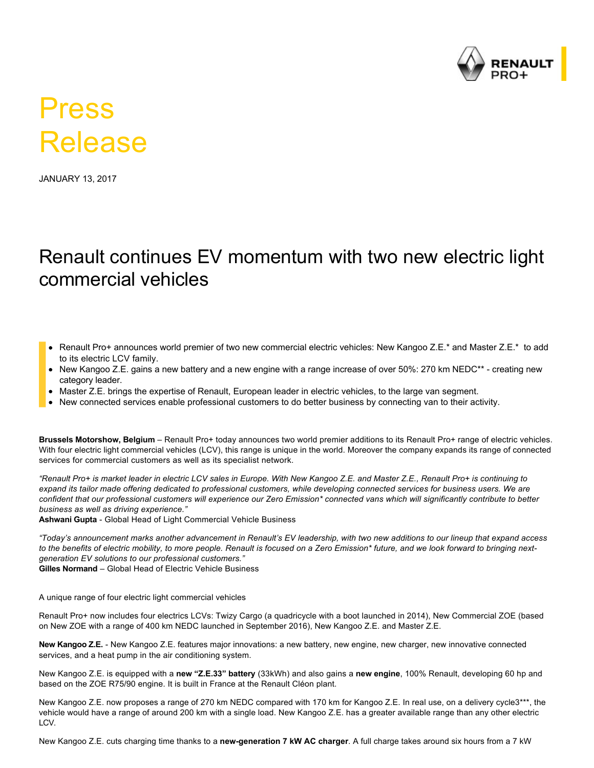RENAULT PRO+

# Press Release

JANUARY 13, 2017

## Renault continues EV momentum with two new electric light commercial vehicles

- Renault Pro+ announces world premier of two new commercial electric vehicles: New Kangoo Z.E.* and Master Z.E.* to add to its electric LCV family.
- New Kangoo Z.E. gains a new battery and a new engine with a range increase of over 50%: 270 km NEDC** - creating new category leader.
- Master Z.E. brings the expertise of Renault, European leader in electric vehicles, to the large van segment.
- New connected services enable professional customers to do better business by connecting van to their activity.

**Brussels Motorshow, Belgium** – Renault Pro+ today announces two world premier additions to its Renault Pro+ range of electric vehicles. With four electric light commercial vehicles (LCV), this range is unique in the world. Moreover the company expands its range of connected services for commercial customers as well as its specialist network.

*"Renault Pro+ is market leader in electric LCV sales in Europe. With New Kangoo Z.E. and Master Z.E., Renault Pro+ is continuing to expand its tailor made offering dedicated to professional customers, while developing connected services for business users. We are confident that our professional customers will experience our Zero Emission* connected vans which will significantly contribute to better business as well as driving experience."*
**Ashwani Gupta** - Global Head of Light Commercial Vehicle Business

*"Today's announcement marks another advancement in Renault's EV leadership, with two new additions to our lineup that expand access to the benefits of electric mobility, to more people. Renault is focused on a Zero Emission* future, and we look forward to bringing next-generation EV solutions to our professional customers."*
**Gilles Normand** – Global Head of Electric Vehicle Business

A unique range of four electric light commercial vehicles

Renault Pro+ now includes four electrics LCVs: Twizy Cargo (a quadricycle with a boot launched in 2014), New Commercial ZOE (based on New ZOE with a range of 400 km NEDC launched in September 2016), New Kangoo Z.E. and Master Z.E.

**New Kangoo Z.E.** - New Kangoo Z.E. features major innovations: a new battery, new engine, new charger, new innovative connected services, and a heat pump in the air conditioning system.

New Kangoo Z.E. is equipped with a **new "Z.E.33" battery** (33kWh) and also gains a **new engine**, 100% Renault, developing 60 hp and based on the ZOE R75/90 engine. It is built in France at the Renault Cléon plant.

New Kangoo Z.E. now proposes a range of 270 km NEDC compared with 170 km for Kangoo Z.E. In real use, on a delivery cycle3***, the vehicle would have a range of around 200 km with a single load. New Kangoo Z.E. has a greater available range than any other electric LCV.

New Kangoo Z.E. cuts charging time thanks to a **new-generation 7 kW AC charger**. A full charge takes around six hours from a 7 kW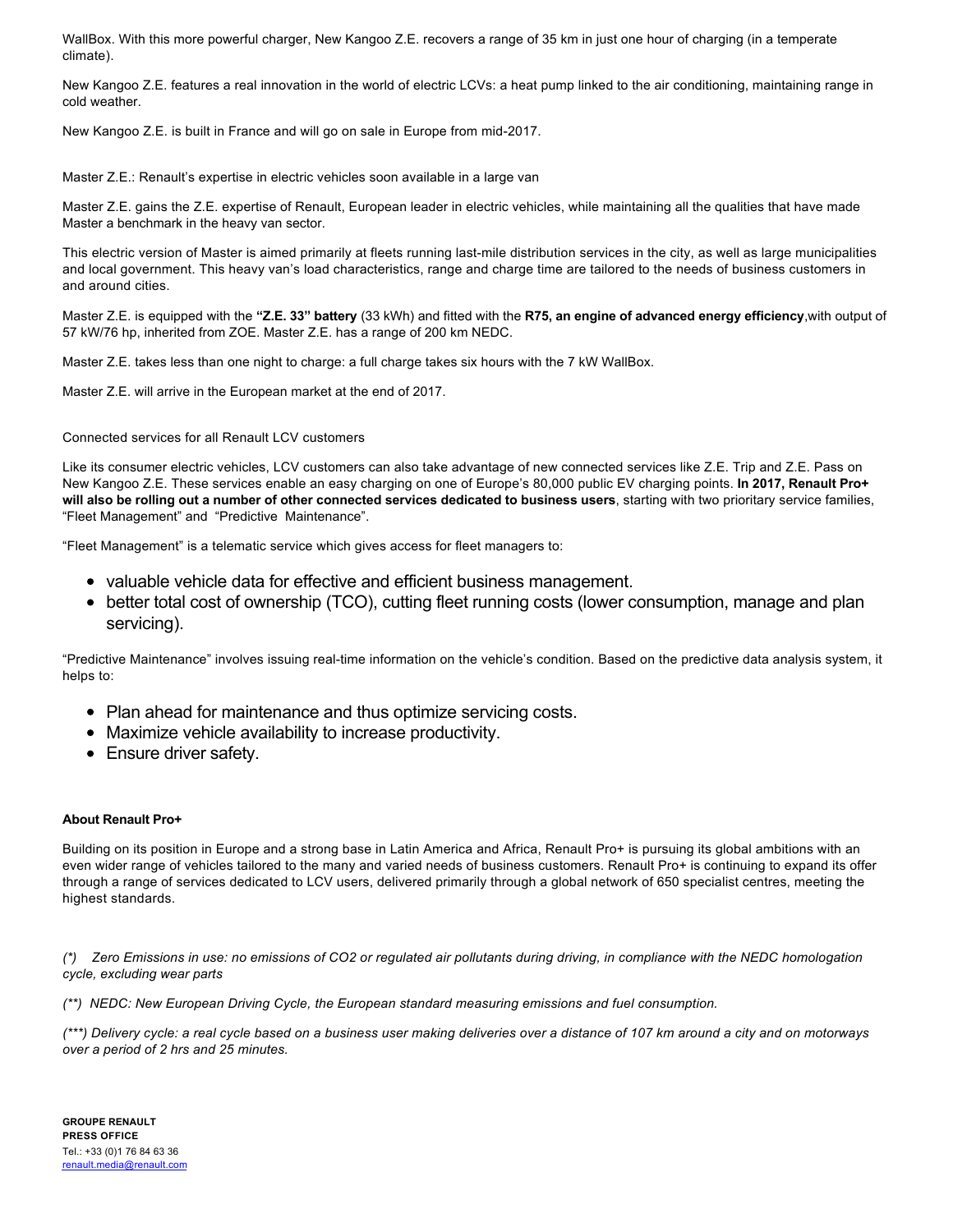WallBox. With this more powerful charger, New Kangoo Z.E. recovers a range of 35 km in just one hour of charging (in a temperate climate).

New Kangoo Z.E. features a real innovation in the world of electric LCVs: a heat pump linked to the air conditioning, maintaining range in cold weather.

New Kangoo Z.E. is built in France and will go on sale in Europe from mid-2017.

Master Z.E.: Renault's expertise in electric vehicles soon available in a large van

Master Z.E. gains the Z.E. expertise of Renault, European leader in electric vehicles, while maintaining all the qualities that have made Master a benchmark in the heavy van sector.

This electric version of Master is aimed primarily at fleets running last-mile distribution services in the city, as well as large municipalities and local government. This heavy van's load characteristics, range and charge time are tailored to the needs of business customers in and around cities.

Master Z.E. is equipped with the **"Z.E. 33" battery** (33 kWh) and fitted with the **R75, an engine of advanced energy efficiency**,with output of 57 kW/76 hp, inherited from ZOE. Master Z.E. has a range of 200 km NEDC.

Master Z.E. takes less than one night to charge: a full charge takes six hours with the 7 kW WallBox.

Master Z.E. will arrive in the European market at the end of 2017.

Connected services for all Renault LCV customers

Like its consumer electric vehicles, LCV customers can also take advantage of new connected services like Z.E. Trip and Z.E. Pass on New Kangoo Z.E. These services enable an easy charging on one of Europe's 80,000 public EV charging points. **In 2017, Renault Pro+ will also be rolling out a number of other connected services dedicated to business users**, starting with two prioritary service families, "Fleet Management" and "Predictive Maintenance".

"Fleet Management" is a telematic service which gives access for fleet managers to:

- valuable vehicle data for effective and efficient business management.
- better total cost of ownership (TCO), cutting fleet running costs (lower consumption, manage and plan servicing).

"Predictive Maintenance" involves issuing real-time information on the vehicle's condition. Based on the predictive data analysis system, it helps to:

- Plan ahead for maintenance and thus optimize servicing costs.
- Maximize vehicle availability to increase productivity.
- Ensure driver safety.

**About Renault Pro+**

Building on its position in Europe and a strong base in Latin America and Africa, Renault Pro+ is pursuing its global ambitions with an even wider range of vehicles tailored to the many and varied needs of business customers. Renault Pro+ is continuing to expand its offer through a range of services dedicated to LCV users, delivered primarily through a global network of 650 specialist centres, meeting the highest standards.

*(\*) Zero Emissions in use: no emissions of CO2 or regulated air pollutants during driving, in compliance with the NEDC homologation cycle, excluding wear parts*

*(\*\*) NEDC: New European Driving Cycle, the European standard measuring emissions and fuel consumption.*

*(\*\*\*) Delivery cycle: a real cycle based on a business user making deliveries over a distance of 107 km around a city and on motorways over a period of 2 hrs and 25 minutes.*

**GROUPE RENAULT**
**PRESS OFFICE**
Tel.: +33 (0)1 76 84 63 36
renault.media@renault.com